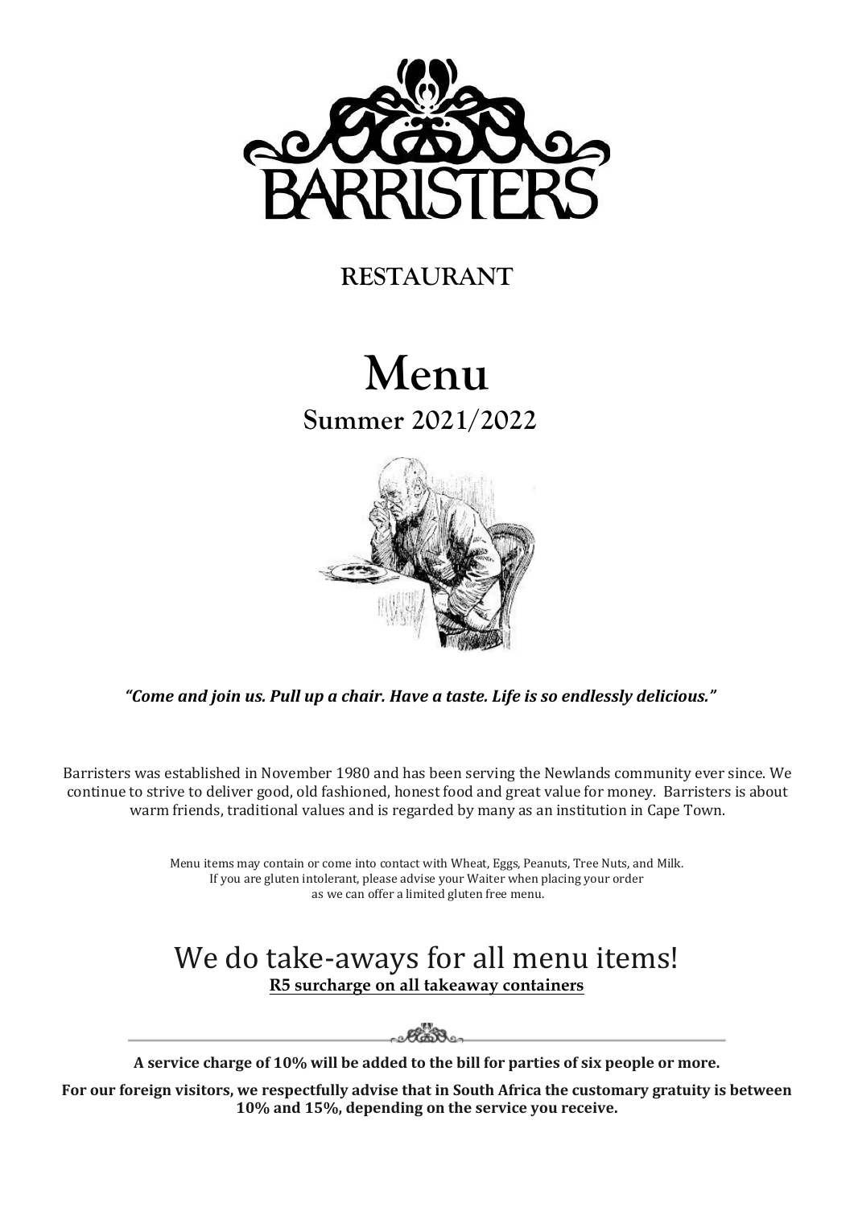# BARRISTERS

## RESTAURANT

# Menu

## Summer 2021/2022

***"Come and join us. Pull up a chair. Have a taste. Life is so endlessly delicious."***

Barristers was established in November 1980 and has been serving the Newlands community ever since. We continue to strive to deliver good, old fashioned, honest food and great value for money. Barristers is about warm friends, traditional values and is regarded by many as an institution in Cape Town.

Menu items may contain or come into contact with Wheat, Eggs, Peanuts, Tree Nuts, and Milk.
If you are gluten intolerant, please advise your Waiter when placing your order
as we can offer a limited gluten free menu.

## We do take-aways for all menu items!

**R5 surcharge on all takeaway containers**

---

**A service charge of 10% will be added to the bill for parties of six people or more.**

**For our foreign visitors, we respectfully advise that in South Africa the customary gratuity is between 10% and 15%, depending on the service you receive.**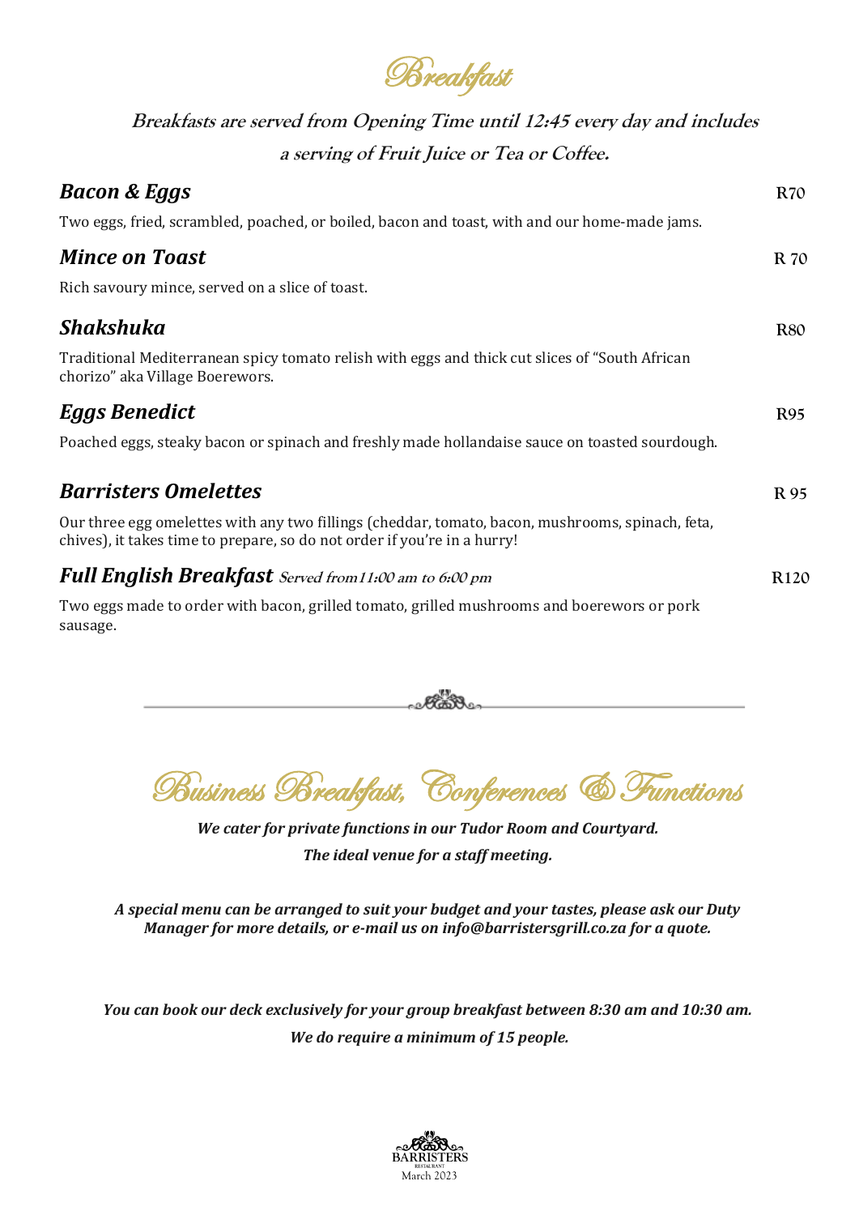# Breakfast

***Breakfasts are served from Opening Time until 12:45 every day and includes a serving of Fruit Juice or Tea or Coffee.***

### *Bacon & Eggs* — R70

Two eggs, fried, scrambled, poached, or boiled, bacon and toast, with and our home-made jams.

### *Mince on Toast* — R 70

Rich savoury mince, served on a slice of toast.

### *Shakshuka* — R80

Traditional Mediterranean spicy tomato relish with eggs and thick cut slices of “South African chorizo” aka Village Boerewors.

### *Eggs Benedict* — R95

Poached eggs, steaky bacon or spinach and freshly made hollandaise sauce on toasted sourdough.

### *Barristers Omelettes* — R 95

Our three egg omelettes with any two fillings (cheddar, tomato, bacon, mushrooms, spinach, feta, chives), it takes time to prepare, so do not order if you’re in a hurry!

### *Full English Breakfast* *Served from11:00 am to 6:00 pm* — R120

Two eggs made to order with bacon, grilled tomato, grilled mushrooms and boerewors or pork sausage.

---

# Business Breakfast, Conferences & Functions

***We cater for private functions in our Tudor Room and Courtyard.***

***The ideal venue for a staff meeting.***

***A special menu can be arranged to suit your budget and your tastes, please ask our Duty Manager for more details, or e-mail us on info@barristersgrill.co.za for a quote.***

***You can book our deck exclusively for your group breakfast between 8:30 am and 10:30 am.***

***We do require a minimum of 15 people.***

BARRISTERS RESTAURANT

March 2023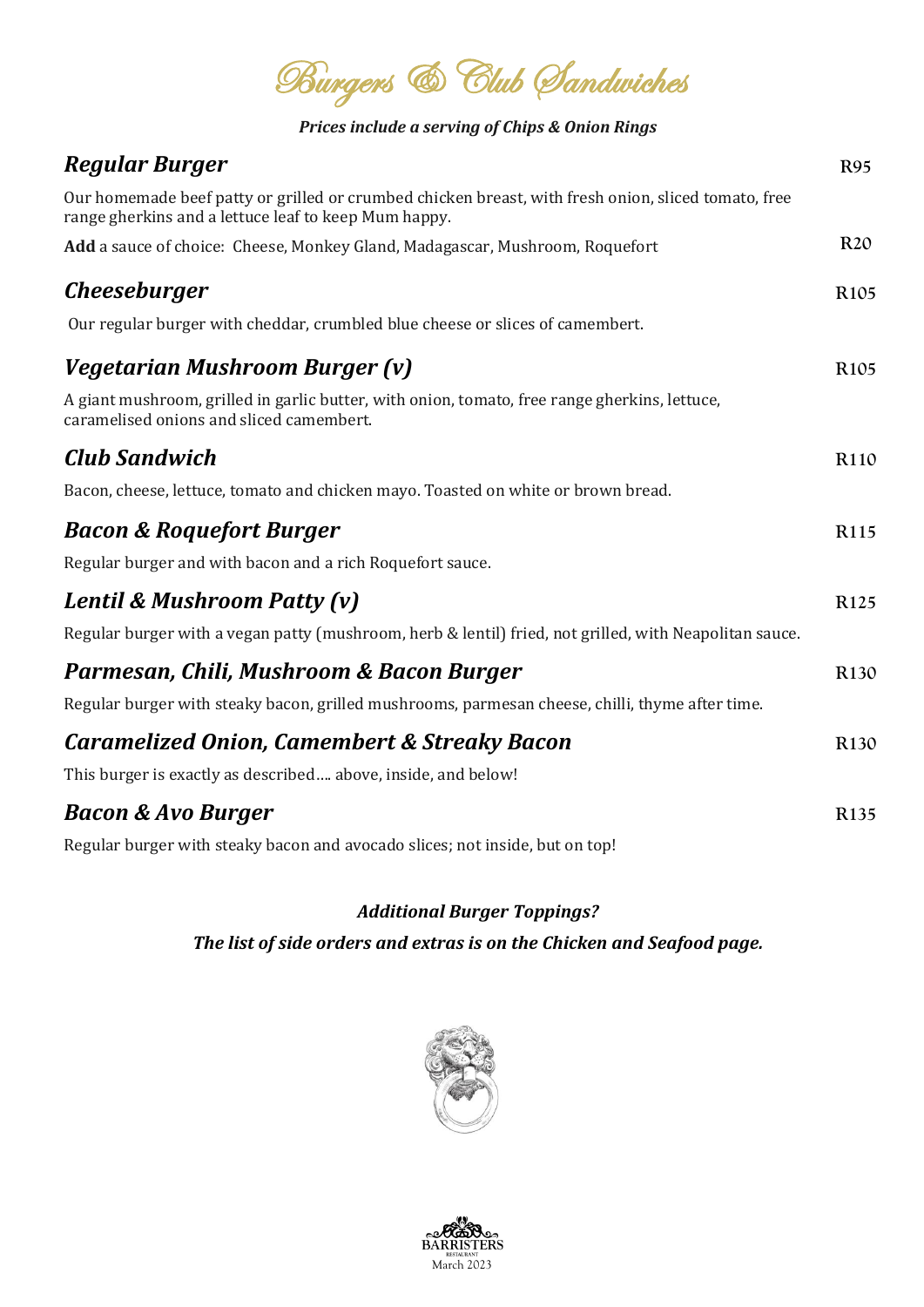# Burgers & Club Sandwiches

***Prices include a serving of Chips & Onion Rings***

## *Regular Burger* — R95

Our homemade beef patty or grilled or crumbed chicken breast, with fresh onion, sliced tomato, free range gherkins and a lettuce leaf to keep Mum happy.

**Add** a sauce of choice: Cheese, Monkey Gland, Madagascar, Mushroom, Roquefort — R20

## *Cheeseburger* — R105

Our regular burger with cheddar, crumbled blue cheese or slices of camembert.

## *Vegetarian Mushroom Burger (v)* — R105

A giant mushroom, grilled in garlic butter, with onion, tomato, free range gherkins, lettuce, caramelised onions and sliced camembert.

## *Club Sandwich* — R110

Bacon, cheese, lettuce, tomato and chicken mayo. Toasted on white or brown bread.

## *Bacon & Roquefort Burger* — R115

Regular burger and with bacon and a rich Roquefort sauce.

## *Lentil & Mushroom Patty (v)* — R125

Regular burger with a vegan patty (mushroom, herb & lentil) fried, not grilled, with Neapolitan sauce.

## *Parmesan, Chili, Mushroom & Bacon Burger* — R130

Regular burger with steaky bacon, grilled mushrooms, parmesan cheese, chilli, thyme after time.

## *Caramelized Onion, Camembert & Streaky Bacon* — R130

This burger is exactly as described.... above, inside, and below!

## *Bacon & Avo Burger* — R135

Regular burger with steaky bacon and avocado slices; not inside, but on top!

***Additional Burger Toppings?***

***The list of side orders and extras is on the Chicken and Seafood page.***

BARRISTERS RESTAURANT
March 2023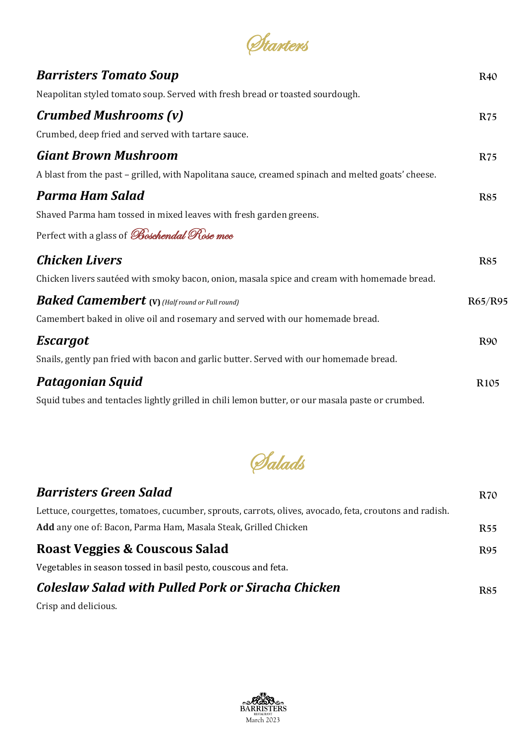# Starters

### *Barristers Tomato Soup* — R40

Neapolitan styled tomato soup. Served with fresh bread or toasted sourdough.

### *Crumbed Mushrooms (v)* — R75

Crumbed, deep fried and served with tartare sauce.

### *Giant Brown Mushroom* — R75

A blast from the past – grilled, with Napolitana sauce, creamed spinach and melted goats' cheese.

### *Parma Ham Salad* — R85

Shaved Parma ham tossed in mixed leaves with fresh garden greens.

Perfect with a glass of *Boschendal Rose mcc*

### *Chicken Livers* — R85

Chicken livers sautéed with smoky bacon, onion, masala spice and cream with homemade bread.

### *Baked Camembert* (V) *(Half round or Full round)* — R65/R95

Camembert baked in olive oil and rosemary and served with our homemade bread.

### *Escargot* — R90

Snails, gently pan fried with bacon and garlic butter. Served with our homemade bread.

### *Patagonian Squid* — R105

Squid tubes and tentacles lightly grilled in chili lemon butter, or our masala paste or crumbed.

# Salads

### *Barristers Green Salad* — R70

Lettuce, courgettes, tomatoes, cucumber, sprouts, carrots, olives, avocado, feta, croutons and radish.

**Add** any one of: Bacon, Parma Ham, Masala Steak, Grilled Chicken — R55

### Roast Veggies & Couscous Salad — R95

Vegetables in season tossed in basil pesto, couscous and feta.

### *Coleslaw Salad with Pulled Pork or Siracha Chicken* — R85

Crisp and delicious.

BARRISTERS RESTAURANT
March 2023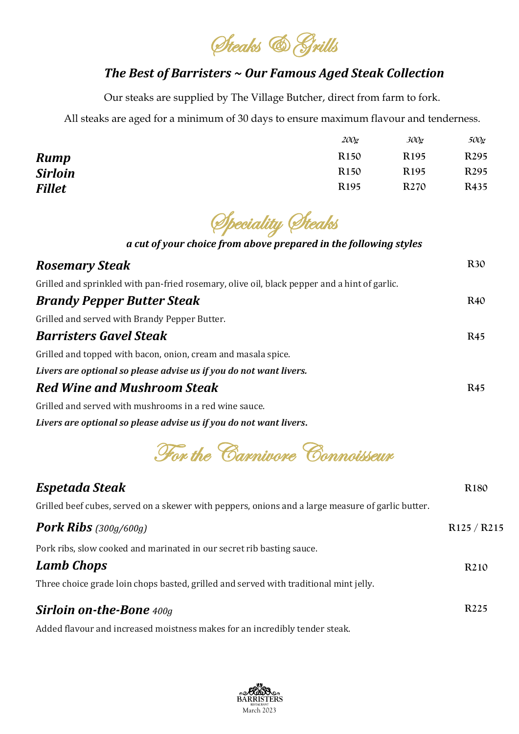# Steaks & Grills

## *The Best of Barristers ~ Our Famous Aged Steak Collection*

Our steaks are supplied by The Village Butcher, direct from farm to fork.

All steaks are aged for a minimum of 30 days to ensure maximum flavour and tenderness.

| | *200g* | *300g* | *500g* |
|---|---|---|---|
| ***Rump*** | R150 | R195 | R295 |
| ***Sirloin*** | R150 | R195 | R295 |
| ***Fillet*** | R195 | R270 | R435 |

# Speciality Steaks

***a cut of your choice from above prepared in the following styles***

### *Rosemary Steak* — R30

Grilled and sprinkled with pan-fried rosemary, olive oil, black pepper and a hint of garlic.

### *Brandy Pepper Butter Steak* — R40

Grilled and served with Brandy Pepper Butter.

### *Barristers Gavel Steak* — R45

Grilled and topped with bacon, onion, cream and masala spice.

***Livers are optional so please advise us if you do not want livers.***

### *Red Wine and Mushroom Steak* — R45

Grilled and served with mushrooms in a red wine sauce.

***Livers are optional so please advise us if you do not want livers.***

# For the Carnivore Connoisseur

### *Espetada Steak* — R180

Grilled beef cubes, served on a skewer with peppers, onions and a large measure of garlic butter.

### *Pork Ribs* *(300g/600g)* — R125 / R215

Pork ribs, slow cooked and marinated in our secret rib basting sauce.

### *Lamb Chops* — R210

Three choice grade loin chops basted, grilled and served with traditional mint jelly.

### *Sirloin on-the-Bone* *400g* — R225

Added flavour and increased moistness makes for an incredibly tender steak.

BARRISTERS RESTAURANT
March 2023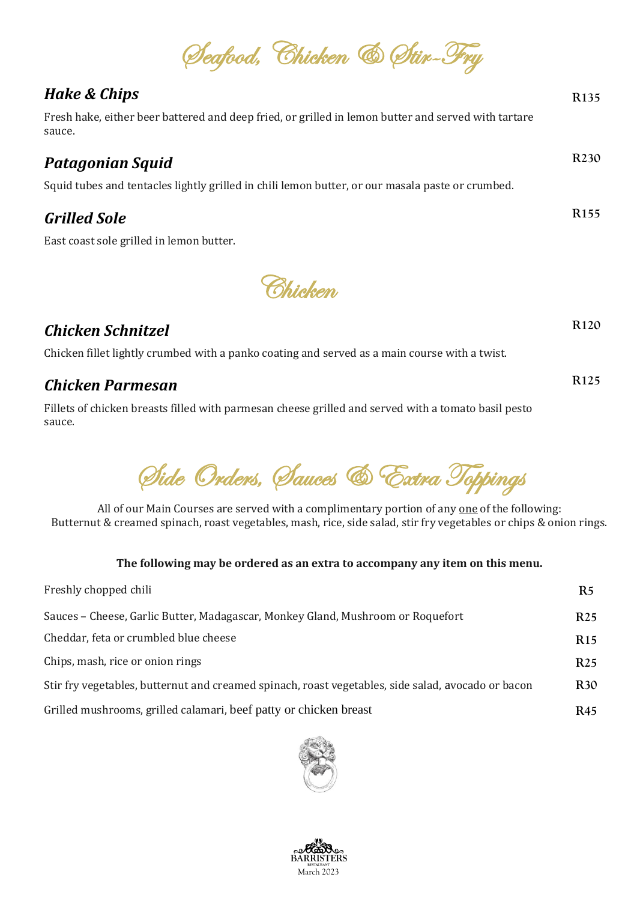# Seafood, Chicken & Stir-Fry

### *Hake & Chips* — R135

Fresh hake, either beer battered and deep fried, or grilled in lemon butter and served with tartare sauce.

### *Patagonian Squid* — R230

Squid tubes and tentacles lightly grilled in chili lemon butter, or our masala paste or crumbed.

### *Grilled Sole* — R155

East coast sole grilled in lemon butter.

# Chicken

### *Chicken Schnitzel* — R120

Chicken fillet lightly crumbed with a panko coating and served as a main course with a twist.

### *Chicken Parmesan* — R125

Fillets of chicken breasts filled with parmesan cheese grilled and served with a tomato basil pesto sauce.

# Side Orders, Sauces & Extra Toppings

All of our Main Courses are served with a complimentary portion of any one of the following:
Butternut & creamed spinach, roast vegetables, mash, rice, side salad, stir fry vegetables or chips & onion rings.

**The following may be ordered as an extra to accompany any item on this menu.**

| Item | Price |
| --- | --- |
| Freshly chopped chili | R5 |
| Sauces – Cheese, Garlic Butter, Madagascar, Monkey Gland, Mushroom or Roquefort | R25 |
| Cheddar, feta or crumbled blue cheese | R15 |
| Chips, mash, rice or onion rings | R25 |
| Stir fry vegetables, butternut and creamed spinach, roast vegetables, side salad, avocado or bacon | R30 |
| Grilled mushrooms, grilled calamari, beef patty or chicken breast | R45 |

BARRISTERS RESTAURANT
March 2023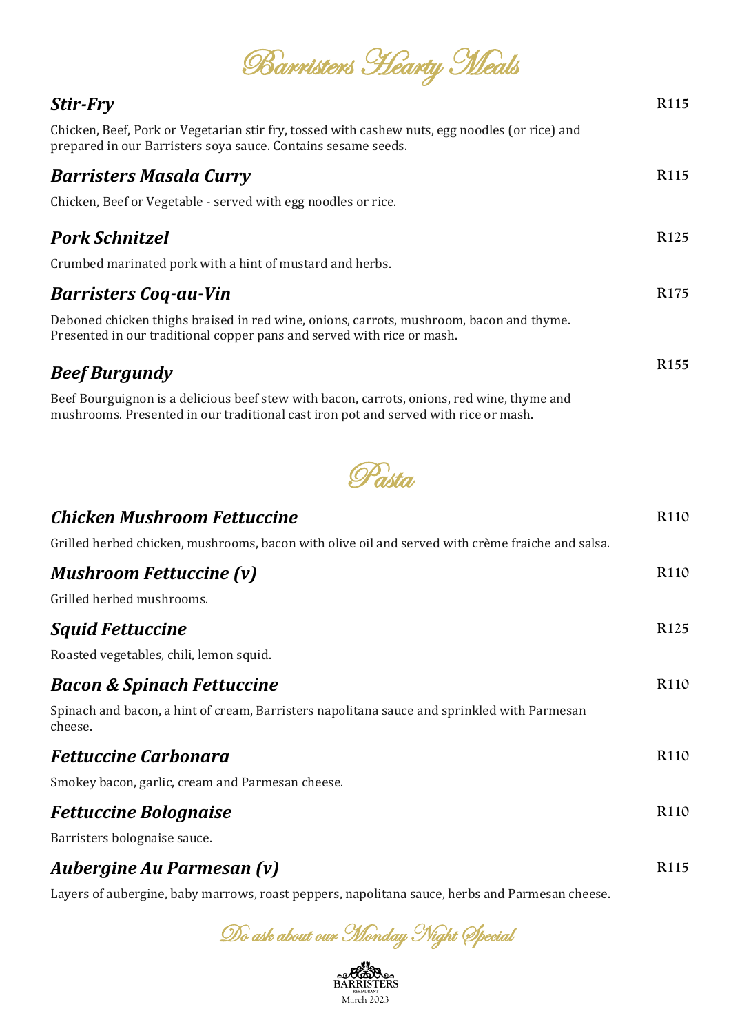# Barristers Hearty Meals

### *Stir-Fry* — R115

Chicken, Beef, Pork or Vegetarian stir fry, tossed with cashew nuts, egg noodles (or rice) and prepared in our Barristers soya sauce. Contains sesame seeds.

### *Barristers Masala Curry* — R115

Chicken, Beef or Vegetable - served with egg noodles or rice.

### *Pork Schnitzel* — R125

Crumbed marinated pork with a hint of mustard and herbs.

### *Barristers Coq-au-Vin* — R175

Deboned chicken thighs braised in red wine, onions, carrots, mushroom, bacon and thyme. Presented in our traditional copper pans and served with rice or mash.

### *Beef Burgundy* — R155

Beef Bourguignon is a delicious beef stew with bacon, carrots, onions, red wine, thyme and mushrooms. Presented in our traditional cast iron pot and served with rice or mash.

# Pasta

### *Chicken Mushroom Fettuccine* — R110

Grilled herbed chicken, mushrooms, bacon with olive oil and served with crème fraiche and salsa.

### *Mushroom Fettuccine (v)* — R110

Grilled herbed mushrooms.

### *Squid Fettuccine* — R125

Roasted vegetables, chili, lemon squid.

### *Bacon & Spinach Fettuccine* — R110

Spinach and bacon, a hint of cream, Barristers napolitana sauce and sprinkled with Parmesan cheese.

### *Fettuccine Carbonara* — R110

Smokey bacon, garlic, cream and Parmesan cheese.

### *Fettuccine Bolognaise* — R110

Barristers bolognaise sauce.

### *Aubergine Au Parmesan (v)* — R115

Layers of aubergine, baby marrows, roast peppers, napolitana sauce, herbs and Parmesan cheese.

*Do ask about our Monday Night Special*

BARRISTERS RESTAURANT
March 2023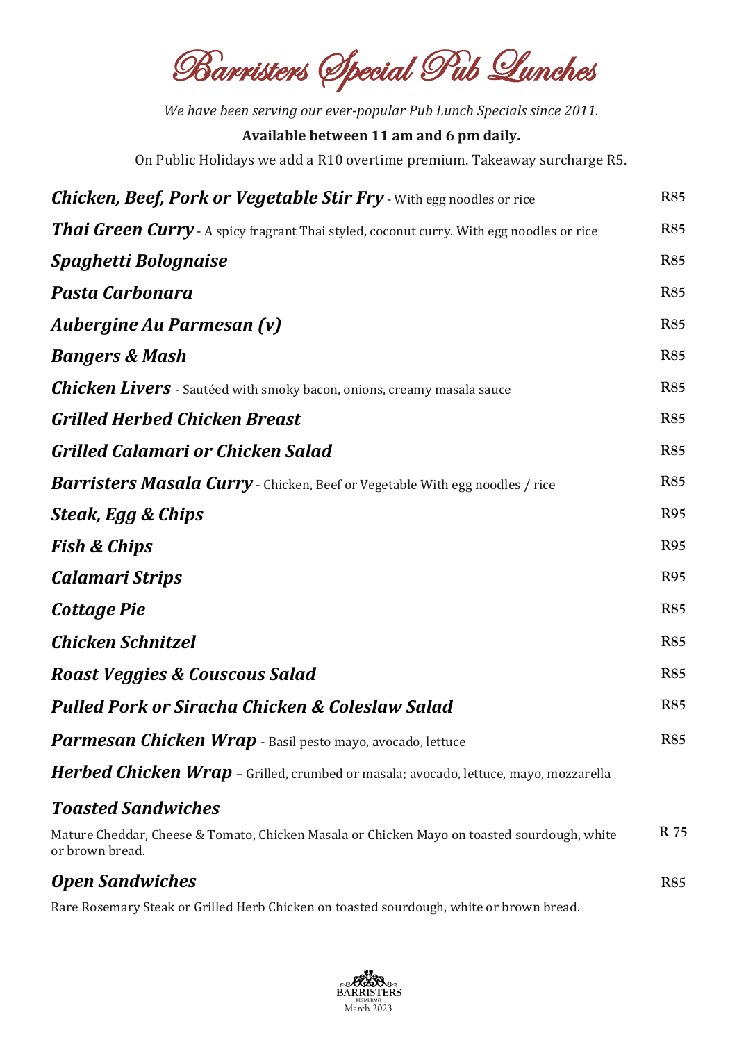# Barristers Special Pub Lunches

*We have been serving our ever-popular Pub Lunch Specials since 2011.*

**Available between 11 am and 6 pm daily.**

On Public Holidays we add a R10 overtime premium. Takeaway surcharge R5.

---

| Item | Price |
|---|---|
| ***Chicken, Beef, Pork or Vegetable Stir Fry*** - With egg noodles or rice | R85 |
| ***Thai Green Curry*** - A spicy fragrant Thai styled, coconut curry. With egg noodles or rice | R85 |
| ***Spaghetti Bolognaise*** | R85 |
| ***Pasta Carbonara*** | R85 |
| ***Aubergine Au Parmesan (v)*** | R85 |
| ***Bangers & Mash*** | R85 |
| ***Chicken Livers*** - Sautéed with smoky bacon, onions, creamy masala sauce | R85 |
| ***Grilled Herbed Chicken Breast*** | R85 |
| ***Grilled Calamari or Chicken Salad*** | R85 |
| ***Barristers Masala Curry*** - Chicken, Beef or Vegetable With egg noodles / rice | R85 |
| ***Steak, Egg & Chips*** | R95 |
| ***Fish & Chips*** | R95 |
| ***Calamari Strips*** | R95 |
| ***Cottage Pie*** | R85 |
| ***Chicken Schnitzel*** | R85 |
| ***Roast Veggies & Couscous Salad*** | R85 |
| ***Pulled Pork or Siracha Chicken & Coleslaw Salad*** | R85 |
| ***Parmesan Chicken Wrap*** - Basil pesto mayo, avocado, lettuce | R85 |
| ***Herbed Chicken Wrap*** – Grilled, crumbed or masala; avocado, lettuce, mayo, mozzarella | |

***Toasted Sandwiches*** — R 75

Mature Cheddar, Cheese & Tomato, Chicken Masala or Chicken Mayo on toasted sourdough, white or brown bread.

***Open Sandwiches*** — R85

Rare Rosemary Steak or Grilled Herb Chicken on toasted sourdough, white or brown bread.

BARRISTERS RESTAURANT
March 2023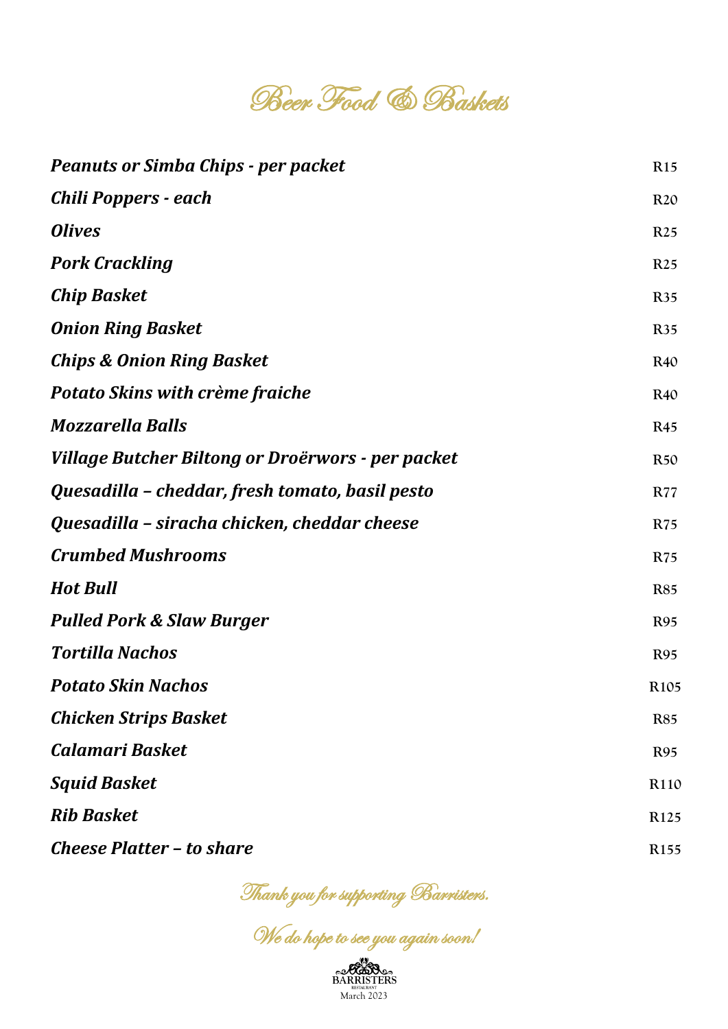# Beer Food & Baskets

| | |
|---|---|
| ***Peanuts or Simba Chips - per packet*** | R15 |
| ***Chili Poppers - each*** | R20 |
| ***Olives*** | R25 |
| ***Pork Crackling*** | R25 |
| ***Chip Basket*** | R35 |
| ***Onion Ring Basket*** | R35 |
| ***Chips & Onion Ring Basket*** | R40 |
| ***Potato Skins with crème fraiche*** | R40 |
| ***Mozzarella Balls*** | R45 |
| ***Village Butcher Biltong or Droërwors - per packet*** | R50 |
| ***Quesadilla – cheddar, fresh tomato, basil pesto*** | R77 |
| ***Quesadilla – siracha chicken, cheddar cheese*** | R75 |
| ***Crumbed Mushrooms*** | R75 |
| ***Hot Bull*** | R85 |
| ***Pulled Pork & Slaw Burger*** | R95 |
| ***Tortilla Nachos*** | R95 |
| ***Potato Skin Nachos*** | R105 |
| ***Chicken Strips Basket*** | R85 |
| ***Calamari Basket*** | R95 |
| ***Squid Basket*** | R110 |
| ***Rib Basket*** | R125 |
| ***Cheese Platter – to share*** | R155 |

*Thank you for supporting Barristers.*

*We do hope to see you again soon!*

BARRISTERS
RESTAURANT
March 2023